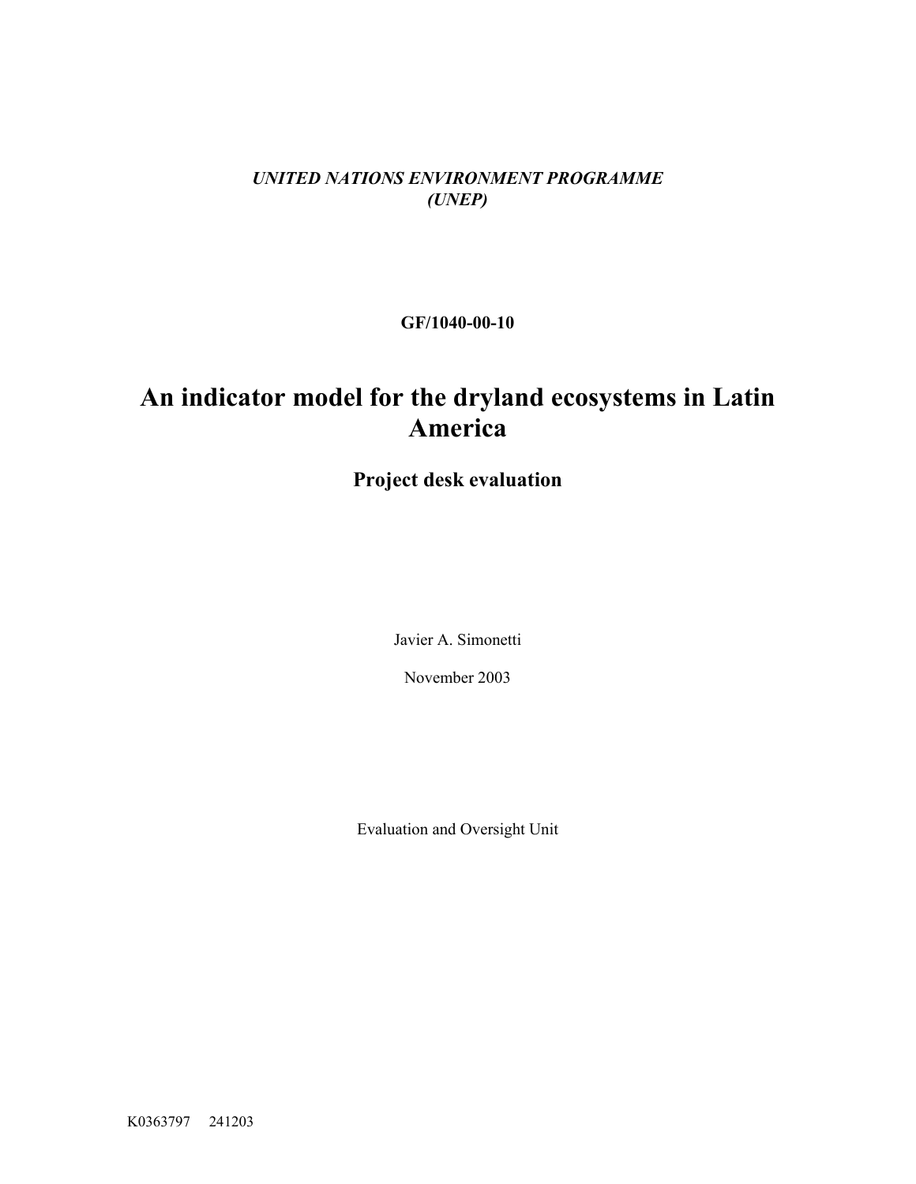*UNITED NATIONS ENVIRONMENT PROGRAMME*
*(UNEP)*

**GF/1040-00-10**

# An indicator model for the dryland ecosystems in Latin America

## Project desk evaluation

Javier A. Simonetti

November 2003

Evaluation and Oversight Unit

K0363797 241203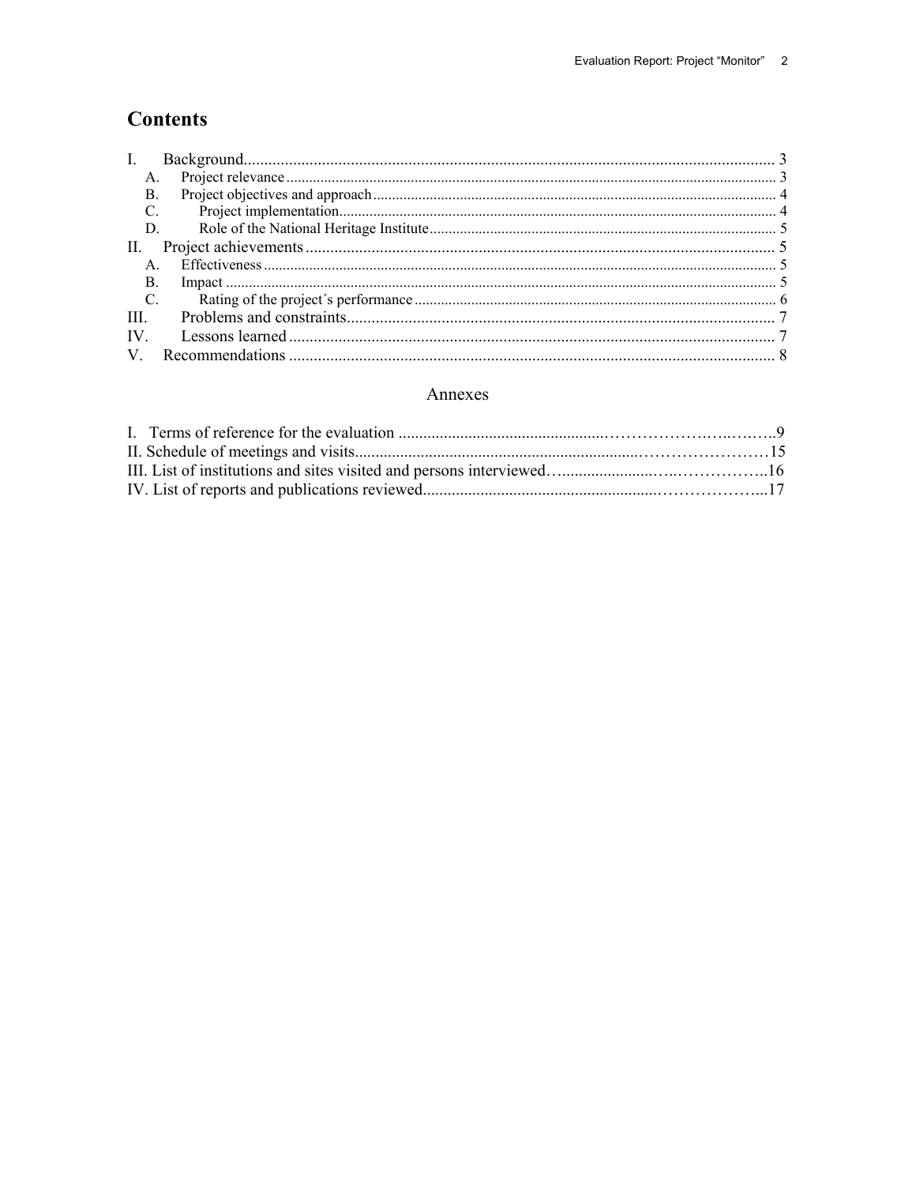# Contents

I. Background ..... 3
- A. Project relevance ..... 3
- B. Project objectives and approach ..... 4
- C. Project implementation ..... 4
- D. Role of the National Heritage Institute ..... 5

II. Project achievements ..... 5
- A. Effectiveness ..... 5
- B. Impact ..... 5
- C. Rating of the project´s performance ..... 6

III. Problems and constraints ..... 7

IV. Lessons learned ..... 7

V. Recommendations ..... 8

## Annexes

I. Terms of reference for the evaluation ..... 9

II. Schedule of meetings and visits ..... 15

III. List of institutions and sites visited and persons interviewed ..... 16

IV. List of reports and publications reviewed ..... 17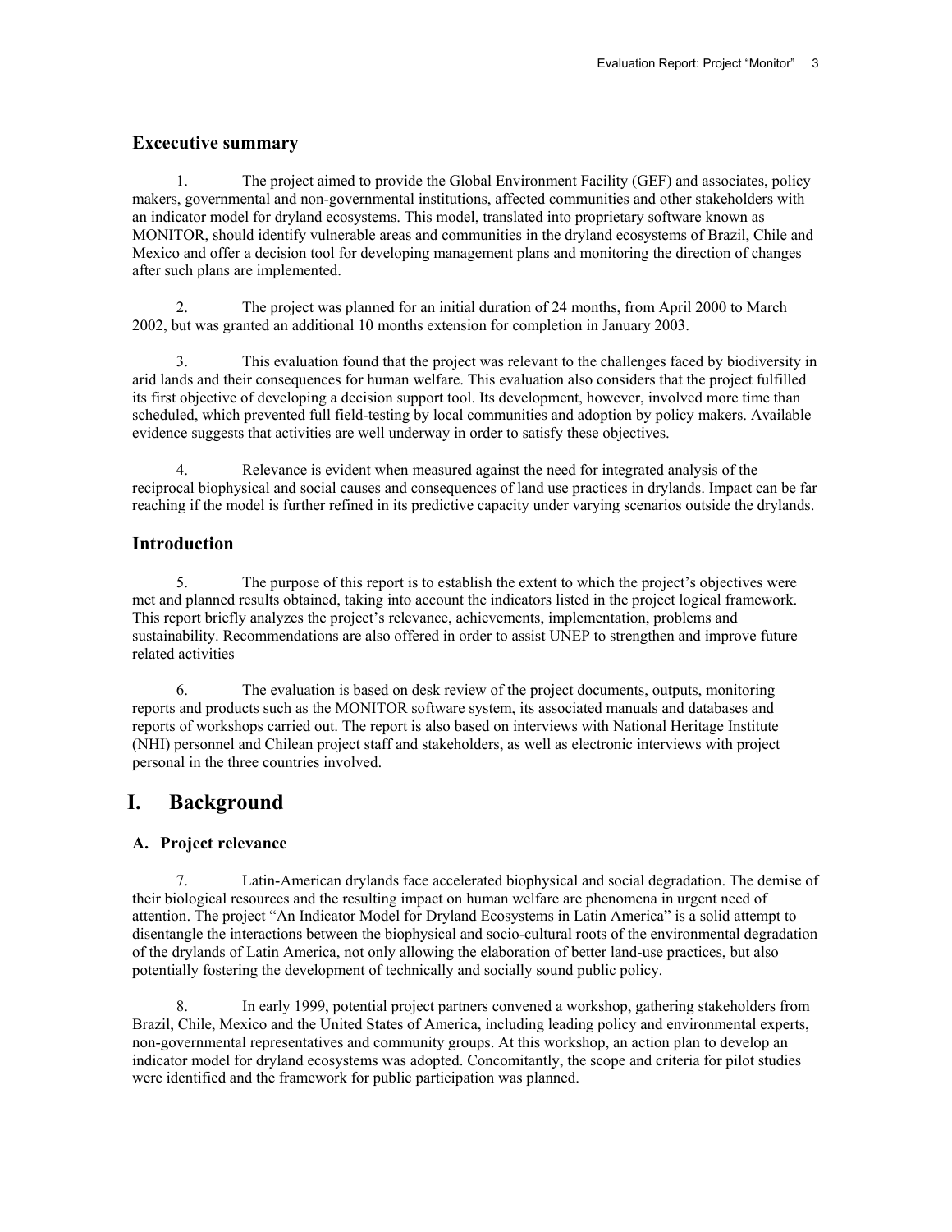## Excecutive summary

1. The project aimed to provide the Global Environment Facility (GEF) and associates, policy makers, governmental and non-governmental institutions, affected communities and other stakeholders with an indicator model for dryland ecosystems. This model, translated into proprietary software known as MONITOR, should identify vulnerable areas and communities in the dryland ecosystems of Brazil, Chile and Mexico and offer a decision tool for developing management plans and monitoring the direction of changes after such plans are implemented.

2. The project was planned for an initial duration of 24 months, from April 2000 to March 2002, but was granted an additional 10 months extension for completion in January 2003.

3. This evaluation found that the project was relevant to the challenges faced by biodiversity in arid lands and their consequences for human welfare. This evaluation also considers that the project fulfilled its first objective of developing a decision support tool. Its development, however, involved more time than scheduled, which prevented full field-testing by local communities and adoption by policy makers. Available evidence suggests that activities are well underway in order to satisfy these objectives.

4. Relevance is evident when measured against the need for integrated analysis of the reciprocal biophysical and social causes and consequences of land use practices in drylands. Impact can be far reaching if the model is further refined in its predictive capacity under varying scenarios outside the drylands.

## Introduction

5. The purpose of this report is to establish the extent to which the project's objectives were met and planned results obtained, taking into account the indicators listed in the project logical framework. This report briefly analyzes the project's relevance, achievements, implementation, problems and sustainability. Recommendations are also offered in order to assist UNEP to strengthen and improve future related activities

6. The evaluation is based on desk review of the project documents, outputs, monitoring reports and products such as the MONITOR software system, its associated manuals and databases and reports of workshops carried out. The report is also based on interviews with National Heritage Institute (NHI) personnel and Chilean project staff and stakeholders, as well as electronic interviews with project personal in the three countries involved.

# I. Background

### A. Project relevance

7. Latin-American drylands face accelerated biophysical and social degradation. The demise of their biological resources and the resulting impact on human welfare are phenomena in urgent need of attention. The project "An Indicator Model for Dryland Ecosystems in Latin America" is a solid attempt to disentangle the interactions between the biophysical and socio-cultural roots of the environmental degradation of the drylands of Latin America, not only allowing the elaboration of better land-use practices, but also potentially fostering the development of technically and socially sound public policy.

8. In early 1999, potential project partners convened a workshop, gathering stakeholders from Brazil, Chile, Mexico and the United States of America, including leading policy and environmental experts, non-governmental representatives and community groups. At this workshop, an action plan to develop an indicator model for dryland ecosystems was adopted. Concomitantly, the scope and criteria for pilot studies were identified and the framework for public participation was planned.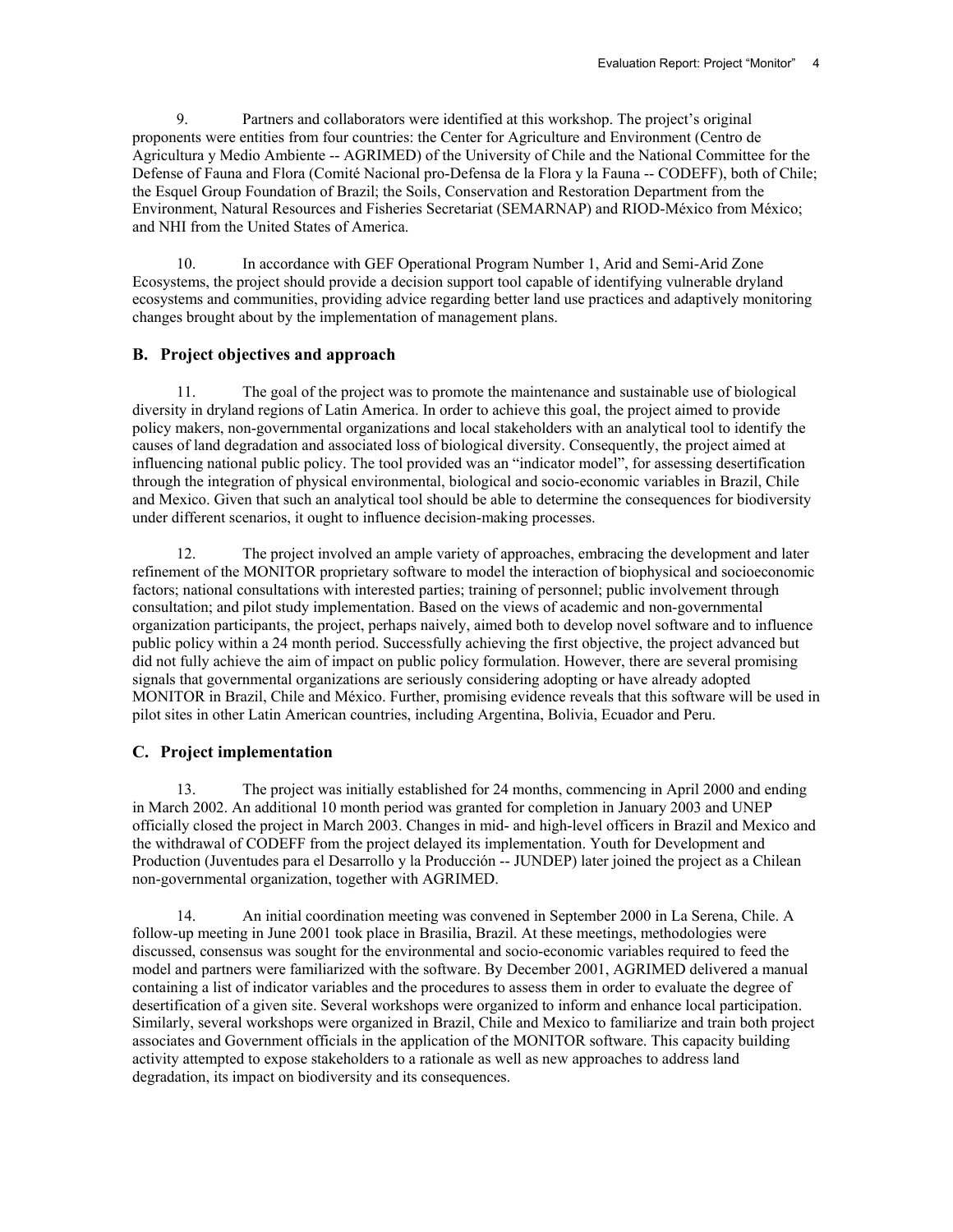9. Partners and collaborators were identified at this workshop. The project's original proponents were entities from four countries: the Center for Agriculture and Environment (Centro de Agricultura y Medio Ambiente -- AGRIMED) of the University of Chile and the National Committee for the Defense of Fauna and Flora (Comité Nacional pro-Defensa de la Flora y la Fauna -- CODEFF), both of Chile; the Esquel Group Foundation of Brazil; the Soils, Conservation and Restoration Department from the Environment, Natural Resources and Fisheries Secretariat (SEMARNAP) and RIOD-México from México; and NHI from the United States of America.

10. In accordance with GEF Operational Program Number 1, Arid and Semi-Arid Zone Ecosystems, the project should provide a decision support tool capable of identifying vulnerable dryland ecosystems and communities, providing advice regarding better land use practices and adaptively monitoring changes brought about by the implementation of management plans.

### B. Project objectives and approach

11. The goal of the project was to promote the maintenance and sustainable use of biological diversity in dryland regions of Latin America. In order to achieve this goal, the project aimed to provide policy makers, non-governmental organizations and local stakeholders with an analytical tool to identify the causes of land degradation and associated loss of biological diversity. Consequently, the project aimed at influencing national public policy. The tool provided was an "indicator model", for assessing desertification through the integration of physical environmental, biological and socio-economic variables in Brazil, Chile and Mexico. Given that such an analytical tool should be able to determine the consequences for biodiversity under different scenarios, it ought to influence decision-making processes.

12. The project involved an ample variety of approaches, embracing the development and later refinement of the MONITOR proprietary software to model the interaction of biophysical and socioeconomic factors; national consultations with interested parties; training of personnel; public involvement through consultation; and pilot study implementation. Based on the views of academic and non-governmental organization participants, the project, perhaps naively, aimed both to develop novel software and to influence public policy within a 24 month period. Successfully achieving the first objective, the project advanced but did not fully achieve the aim of impact on public policy formulation. However, there are several promising signals that governmental organizations are seriously considering adopting or have already adopted MONITOR in Brazil, Chile and México. Further, promising evidence reveals that this software will be used in pilot sites in other Latin American countries, including Argentina, Bolivia, Ecuador and Peru.

### C. Project implementation

13. The project was initially established for 24 months, commencing in April 2000 and ending in March 2002. An additional 10 month period was granted for completion in January 2003 and UNEP officially closed the project in March 2003. Changes in mid- and high-level officers in Brazil and Mexico and the withdrawal of CODEFF from the project delayed its implementation. Youth for Development and Production (Juventudes para el Desarrollo y la Producción -- JUNDEP) later joined the project as a Chilean non-governmental organization, together with AGRIMED.

14. An initial coordination meeting was convened in September 2000 in La Serena, Chile. A follow-up meeting in June 2001 took place in Brasilia, Brazil. At these meetings, methodologies were discussed, consensus was sought for the environmental and socio-economic variables required to feed the model and partners were familiarized with the software. By December 2001, AGRIMED delivered a manual containing a list of indicator variables and the procedures to assess them in order to evaluate the degree of desertification of a given site. Several workshops were organized to inform and enhance local participation. Similarly, several workshops were organized in Brazil, Chile and Mexico to familiarize and train both project associates and Government officials in the application of the MONITOR software. This capacity building activity attempted to expose stakeholders to a rationale as well as new approaches to address land degradation, its impact on biodiversity and its consequences.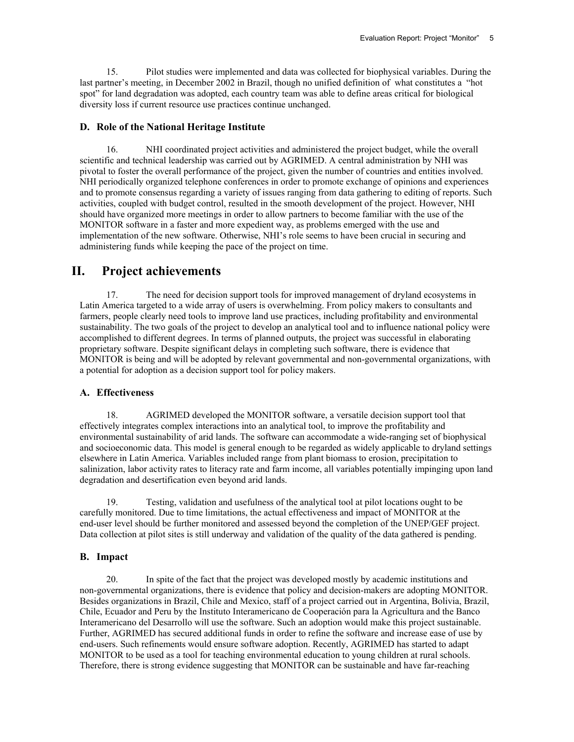15. Pilot studies were implemented and data was collected for biophysical variables. During the last partner's meeting, in December 2002 in Brazil, though no unified definition of what constitutes a "hot spot" for land degradation was adopted, each country team was able to define areas critical for biological diversity loss if current resource use practices continue unchanged.

### D. Role of the National Heritage Institute

16. NHI coordinated project activities and administered the project budget, while the overall scientific and technical leadership was carried out by AGRIMED. A central administration by NHI was pivotal to foster the overall performance of the project, given the number of countries and entities involved. NHI periodically organized telephone conferences in order to promote exchange of opinions and experiences and to promote consensus regarding a variety of issues ranging from data gathering to editing of reports. Such activities, coupled with budget control, resulted in the smooth development of the project. However, NHI should have organized more meetings in order to allow partners to become familiar with the use of the MONITOR software in a faster and more expedient way, as problems emerged with the use and implementation of the new software. Otherwise, NHI's role seems to have been crucial in securing and administering funds while keeping the pace of the project on time.

## II. Project achievements

17. The need for decision support tools for improved management of dryland ecosystems in Latin America targeted to a wide array of users is overwhelming. From policy makers to consultants and farmers, people clearly need tools to improve land use practices, including profitability and environmental sustainability. The two goals of the project to develop an analytical tool and to influence national policy were accomplished to different degrees. In terms of planned outputs, the project was successful in elaborating proprietary software. Despite significant delays in completing such software, there is evidence that MONITOR is being and will be adopted by relevant governmental and non-governmental organizations, with a potential for adoption as a decision support tool for policy makers.

### A. Effectiveness

18. AGRIMED developed the MONITOR software, a versatile decision support tool that effectively integrates complex interactions into an analytical tool, to improve the profitability and environmental sustainability of arid lands. The software can accommodate a wide-ranging set of biophysical and socioeconomic data. This model is general enough to be regarded as widely applicable to dryland settings elsewhere in Latin America. Variables included range from plant biomass to erosion, precipitation to salinization, labor activity rates to literacy rate and farm income, all variables potentially impinging upon land degradation and desertification even beyond arid lands.

19. Testing, validation and usefulness of the analytical tool at pilot locations ought to be carefully monitored. Due to time limitations, the actual effectiveness and impact of MONITOR at the end-user level should be further monitored and assessed beyond the completion of the UNEP/GEF project. Data collection at pilot sites is still underway and validation of the quality of the data gathered is pending.

### B. Impact

20. In spite of the fact that the project was developed mostly by academic institutions and non-governmental organizations, there is evidence that policy and decision-makers are adopting MONITOR. Besides organizations in Brazil, Chile and Mexico, staff of a project carried out in Argentina, Bolivia, Brazil, Chile, Ecuador and Peru by the Instituto Interamericano de Cooperación para la Agricultura and the Banco Interamericano del Desarrollo will use the software. Such an adoption would make this project sustainable. Further, AGRIMED has secured additional funds in order to refine the software and increase ease of use by end-users. Such refinements would ensure software adoption. Recently, AGRIMED has started to adapt MONITOR to be used as a tool for teaching environmental education to young children at rural schools. Therefore, there is strong evidence suggesting that MONITOR can be sustainable and have far-reaching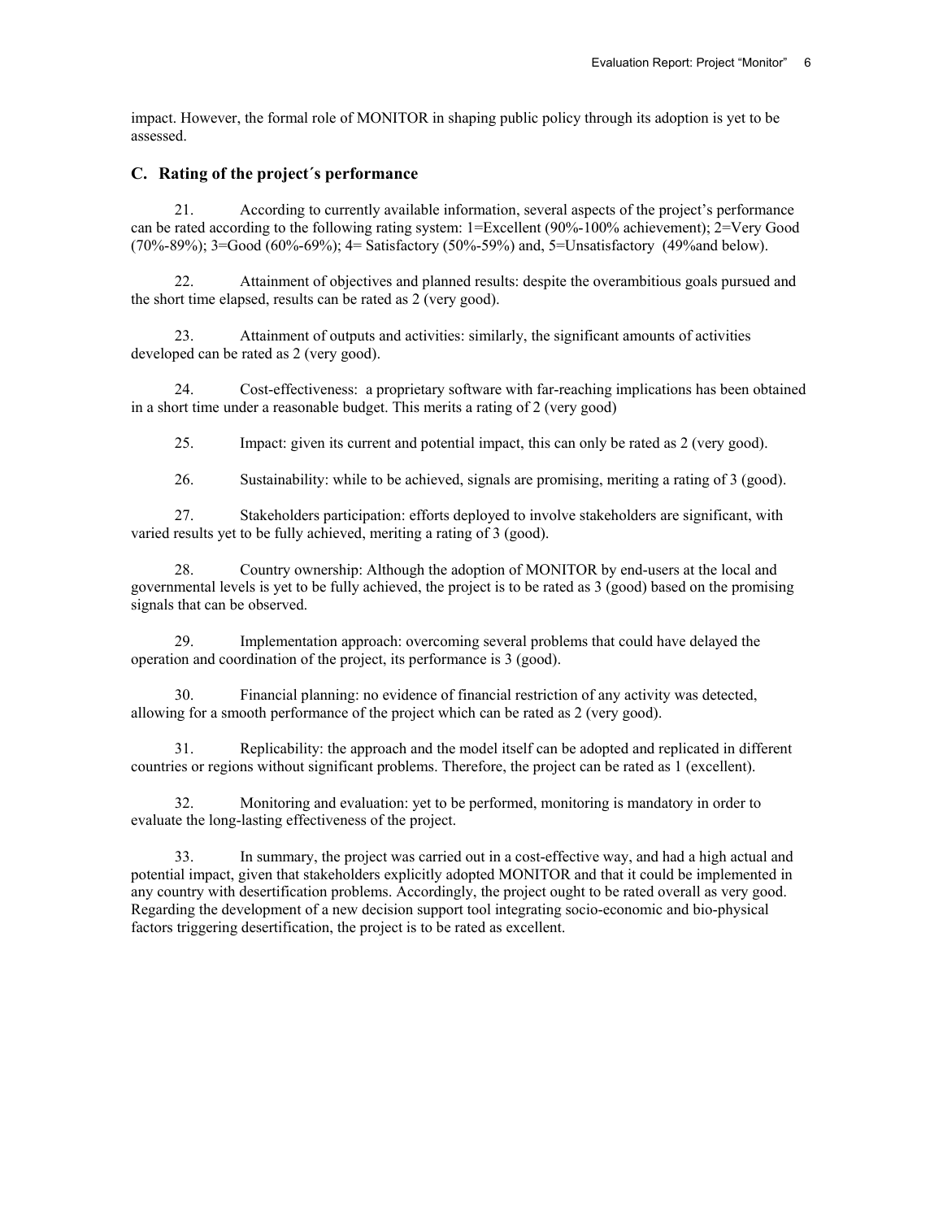impact. However, the formal role of MONITOR in shaping public policy through its adoption is yet to be assessed.

### C. Rating of the project´s performance

21. According to currently available information, several aspects of the project's performance can be rated according to the following rating system: 1=Excellent (90%-100% achievement); 2=Very Good (70%-89%); 3=Good (60%-69%); 4= Satisfactory (50%-59%) and, 5=Unsatisfactory (49%and below).

22. Attainment of objectives and planned results: despite the overambitious goals pursued and the short time elapsed, results can be rated as 2 (very good).

23. Attainment of outputs and activities: similarly, the significant amounts of activities developed can be rated as 2 (very good).

24. Cost-effectiveness: a proprietary software with far-reaching implications has been obtained in a short time under a reasonable budget. This merits a rating of 2 (very good)

25. Impact: given its current and potential impact, this can only be rated as 2 (very good).

26. Sustainability: while to be achieved, signals are promising, meriting a rating of 3 (good).

27. Stakeholders participation: efforts deployed to involve stakeholders are significant, with varied results yet to be fully achieved, meriting a rating of 3 (good).

28. Country ownership: Although the adoption of MONITOR by end-users at the local and governmental levels is yet to be fully achieved, the project is to be rated as 3 (good) based on the promising signals that can be observed.

29. Implementation approach: overcoming several problems that could have delayed the operation and coordination of the project, its performance is 3 (good).

30. Financial planning: no evidence of financial restriction of any activity was detected, allowing for a smooth performance of the project which can be rated as 2 (very good).

31. Replicability: the approach and the model itself can be adopted and replicated in different countries or regions without significant problems. Therefore, the project can be rated as 1 (excellent).

32. Monitoring and evaluation: yet to be performed, monitoring is mandatory in order to evaluate the long-lasting effectiveness of the project.

33. In summary, the project was carried out in a cost-effective way, and had a high actual and potential impact, given that stakeholders explicitly adopted MONITOR and that it could be implemented in any country with desertification problems. Accordingly, the project ought to be rated overall as very good. Regarding the development of a new decision support tool integrating socio-economic and bio-physical factors triggering desertification, the project is to be rated as excellent.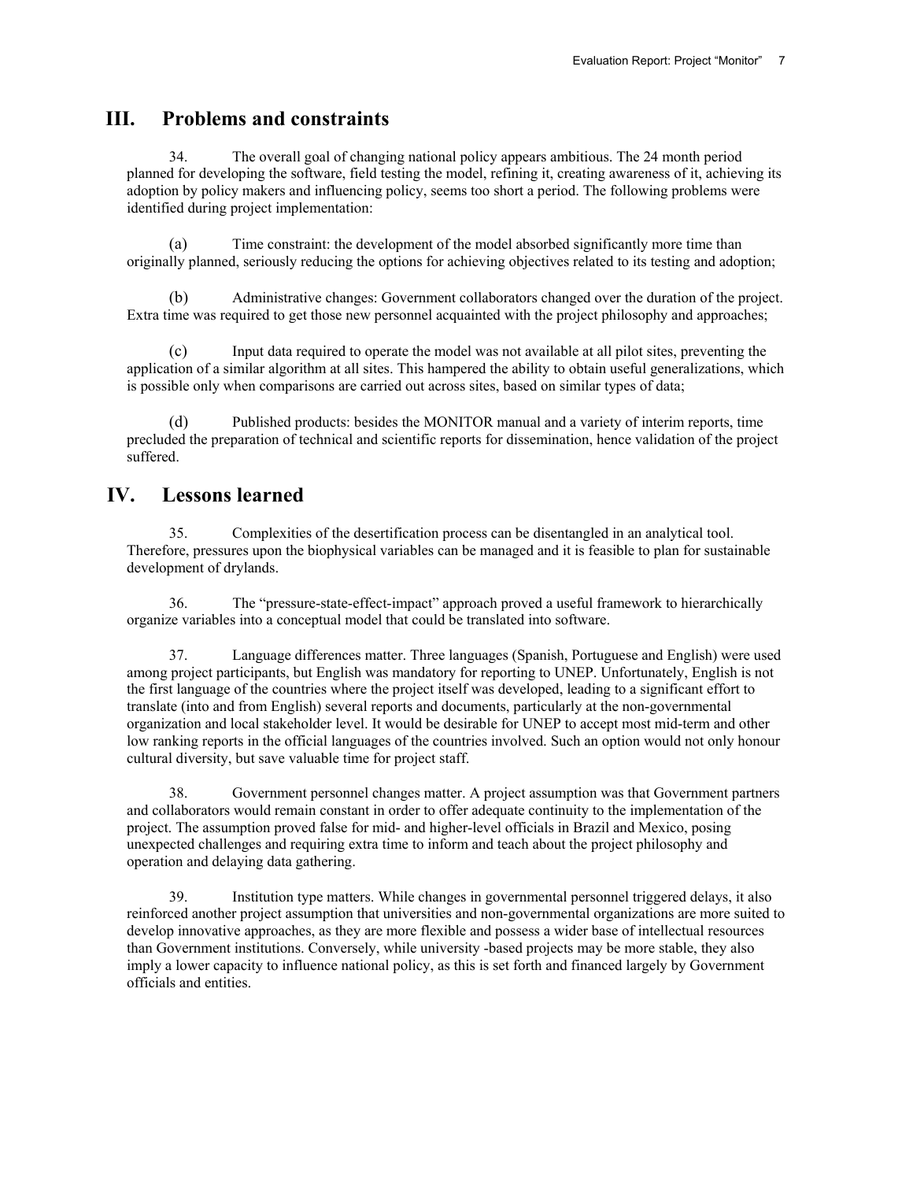## III. Problems and constraints

34. The overall goal of changing national policy appears ambitious. The 24 month period planned for developing the software, field testing the model, refining it, creating awareness of it, achieving its adoption by policy makers and influencing policy, seems too short a period. The following problems were identified during project implementation:

(a) Time constraint: the development of the model absorbed significantly more time than originally planned, seriously reducing the options for achieving objectives related to its testing and adoption;

(b) Administrative changes: Government collaborators changed over the duration of the project. Extra time was required to get those new personnel acquainted with the project philosophy and approaches;

(c) Input data required to operate the model was not available at all pilot sites, preventing the application of a similar algorithm at all sites. This hampered the ability to obtain useful generalizations, which is possible only when comparisons are carried out across sites, based on similar types of data;

(d) Published products: besides the MONITOR manual and a variety of interim reports, time precluded the preparation of technical and scientific reports for dissemination, hence validation of the project suffered.

## IV. Lessons learned

35. Complexities of the desertification process can be disentangled in an analytical tool. Therefore, pressures upon the biophysical variables can be managed and it is feasible to plan for sustainable development of drylands.

36. The "pressure-state-effect-impact" approach proved a useful framework to hierarchically organize variables into a conceptual model that could be translated into software.

37. Language differences matter. Three languages (Spanish, Portuguese and English) were used among project participants, but English was mandatory for reporting to UNEP. Unfortunately, English is not the first language of the countries where the project itself was developed, leading to a significant effort to translate (into and from English) several reports and documents, particularly at the non-governmental organization and local stakeholder level. It would be desirable for UNEP to accept most mid-term and other low ranking reports in the official languages of the countries involved. Such an option would not only honour cultural diversity, but save valuable time for project staff.

38. Government personnel changes matter. A project assumption was that Government partners and collaborators would remain constant in order to offer adequate continuity to the implementation of the project. The assumption proved false for mid- and higher-level officials in Brazil and Mexico, posing unexpected challenges and requiring extra time to inform and teach about the project philosophy and operation and delaying data gathering.

39. Institution type matters. While changes in governmental personnel triggered delays, it also reinforced another project assumption that universities and non-governmental organizations are more suited to develop innovative approaches, as they are more flexible and possess a wider base of intellectual resources than Government institutions. Conversely, while university -based projects may be more stable, they also imply a lower capacity to influence national policy, as this is set forth and financed largely by Government officials and entities.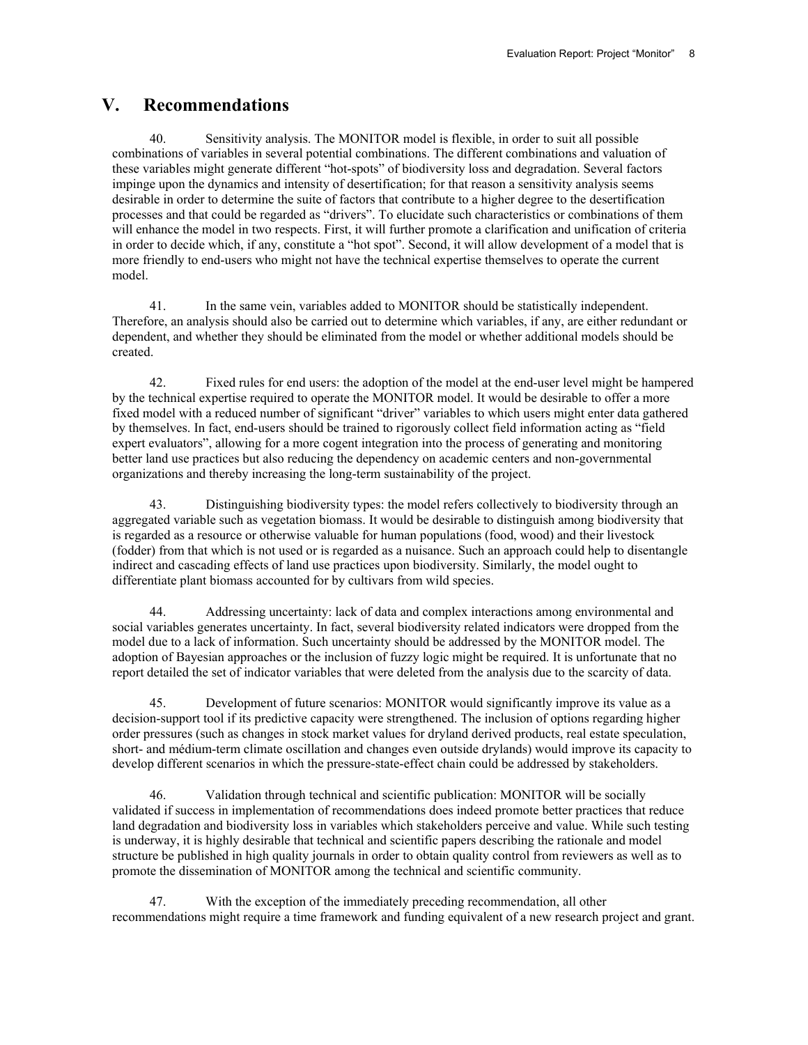# V. Recommendations

40. Sensitivity analysis. The MONITOR model is flexible, in order to suit all possible combinations of variables in several potential combinations. The different combinations and valuation of these variables might generate different "hot-spots" of biodiversity loss and degradation. Several factors impinge upon the dynamics and intensity of desertification; for that reason a sensitivity analysis seems desirable in order to determine the suite of factors that contribute to a higher degree to the desertification processes and that could be regarded as "drivers". To elucidate such characteristics or combinations of them will enhance the model in two respects. First, it will further promote a clarification and unification of criteria in order to decide which, if any, constitute a "hot spot". Second, it will allow development of a model that is more friendly to end-users who might not have the technical expertise themselves to operate the current model.

41. In the same vein, variables added to MONITOR should be statistically independent. Therefore, an analysis should also be carried out to determine which variables, if any, are either redundant or dependent, and whether they should be eliminated from the model or whether additional models should be created.

42. Fixed rules for end users: the adoption of the model at the end-user level might be hampered by the technical expertise required to operate the MONITOR model. It would be desirable to offer a more fixed model with a reduced number of significant "driver" variables to which users might enter data gathered by themselves. In fact, end-users should be trained to rigorously collect field information acting as "field expert evaluators", allowing for a more cogent integration into the process of generating and monitoring better land use practices but also reducing the dependency on academic centers and non-governmental organizations and thereby increasing the long-term sustainability of the project.

43. Distinguishing biodiversity types: the model refers collectively to biodiversity through an aggregated variable such as vegetation biomass. It would be desirable to distinguish among biodiversity that is regarded as a resource or otherwise valuable for human populations (food, wood) and their livestock (fodder) from that which is not used or is regarded as a nuisance. Such an approach could help to disentangle indirect and cascading effects of land use practices upon biodiversity. Similarly, the model ought to differentiate plant biomass accounted for by cultivars from wild species.

44. Addressing uncertainty: lack of data and complex interactions among environmental and social variables generates uncertainty. In fact, several biodiversity related indicators were dropped from the model due to a lack of information. Such uncertainty should be addressed by the MONITOR model. The adoption of Bayesian approaches or the inclusion of fuzzy logic might be required. It is unfortunate that no report detailed the set of indicator variables that were deleted from the analysis due to the scarcity of data.

45. Development of future scenarios: MONITOR would significantly improve its value as a decision-support tool if its predictive capacity were strengthened. The inclusion of options regarding higher order pressures (such as changes in stock market values for dryland derived products, real estate speculation, short- and médium-term climate oscillation and changes even outside drylands) would improve its capacity to develop different scenarios in which the pressure-state-effect chain could be addressed by stakeholders.

46. Validation through technical and scientific publication: MONITOR will be socially validated if success in implementation of recommendations does indeed promote better practices that reduce land degradation and biodiversity loss in variables which stakeholders perceive and value. While such testing is underway, it is highly desirable that technical and scientific papers describing the rationale and model structure be published in high quality journals in order to obtain quality control from reviewers as well as to promote the dissemination of MONITOR among the technical and scientific community.

47. With the exception of the immediately preceding recommendation, all other recommendations might require a time framework and funding equivalent of a new research project and grant.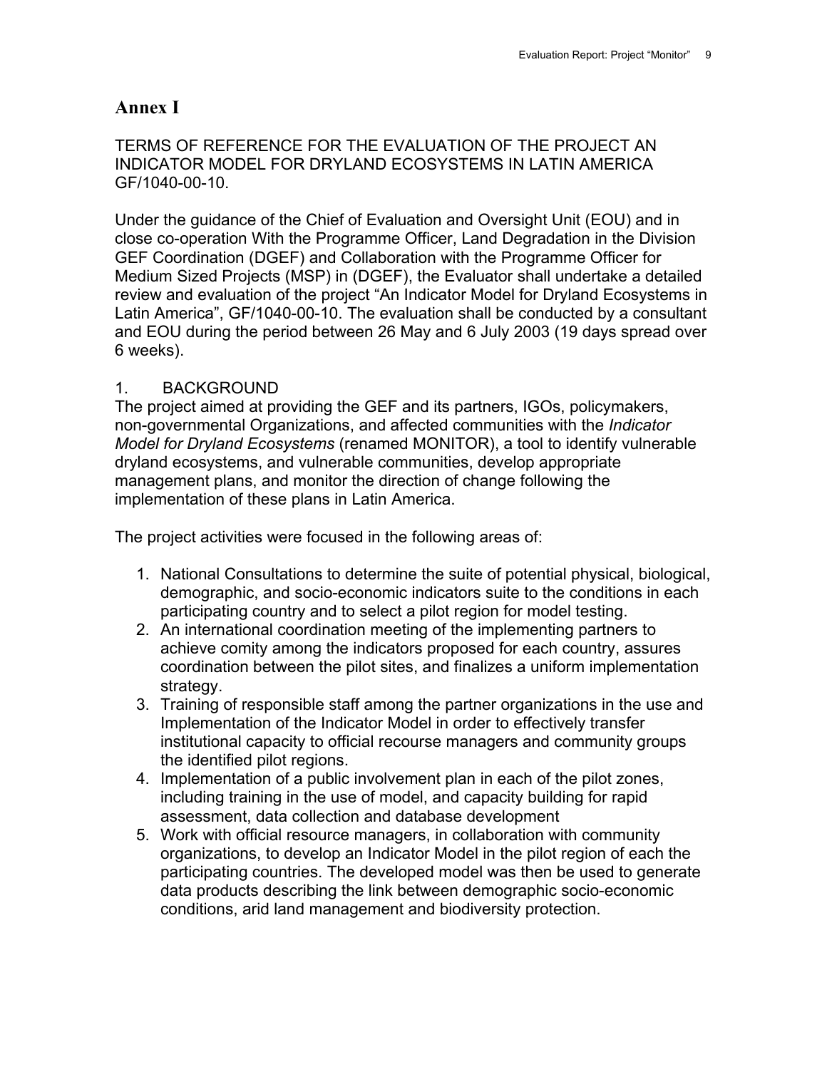# Annex I

TERMS OF REFERENCE FOR THE EVALUATION OF THE PROJECT AN INDICATOR MODEL FOR DRYLAND ECOSYSTEMS IN LATIN AMERICA GF/1040-00-10.

Under the guidance of the Chief of Evaluation and Oversight Unit (EOU) and in close co-operation With the Programme Officer, Land Degradation in the Division GEF Coordination (DGEF) and Collaboration with the Programme Officer for Medium Sized Projects (MSP) in (DGEF), the Evaluator shall undertake a detailed review and evaluation of the project "An Indicator Model for Dryland Ecosystems in Latin America", GF/1040-00-10. The evaluation shall be conducted by a consultant and EOU during the period between 26 May and 6 July 2003 (19 days spread over 6 weeks).

1. BACKGROUND

The project aimed at providing the GEF and its partners, IGOs, policymakers, non-governmental Organizations, and affected communities with the *Indicator Model for Dryland Ecosystems* (renamed MONITOR), a tool to identify vulnerable dryland ecosystems, and vulnerable communities, develop appropriate management plans, and monitor the direction of change following the implementation of these plans in Latin America.

The project activities were focused in the following areas of:

1. National Consultations to determine the suite of potential physical, biological, demographic, and socio-economic indicators suite to the conditions in each participating country and to select a pilot region for model testing.
2. An international coordination meeting of the implementing partners to achieve comity among the indicators proposed for each country, assures coordination between the pilot sites, and finalizes a uniform implementation strategy.
3. Training of responsible staff among the partner organizations in the use and Implementation of the Indicator Model in order to effectively transfer institutional capacity to official recourse managers and community groups the identified pilot regions.
4. Implementation of a public involvement plan in each of the pilot zones, including training in the use of model, and capacity building for rapid assessment, data collection and database development
5. Work with official resource managers, in collaboration with community organizations, to develop an Indicator Model in the pilot region of each the participating countries. The developed model was then be used to generate data products describing the link between demographic socio-economic conditions, arid land management and biodiversity protection.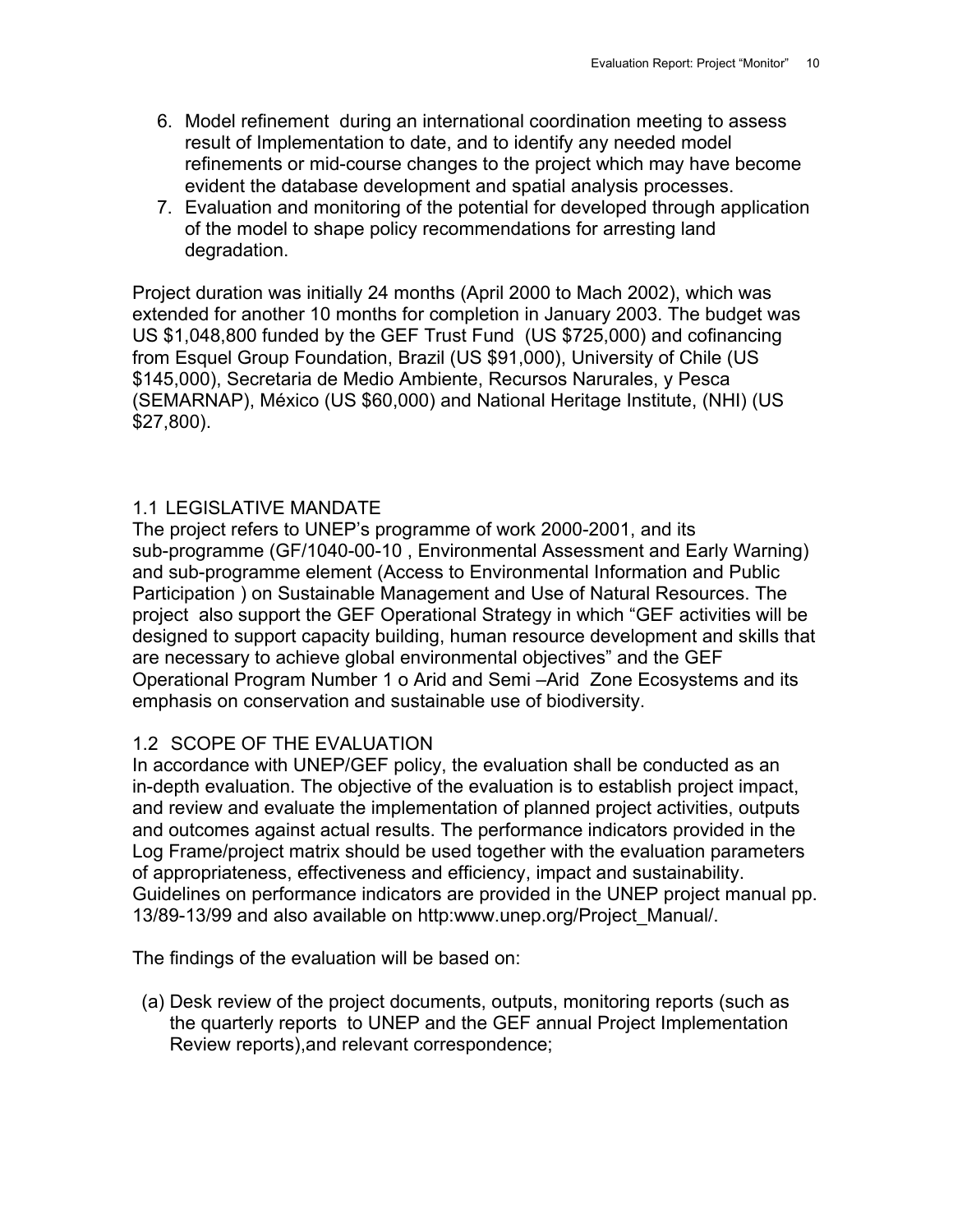6. Model refinement during an international coordination meeting to assess result of Implementation to date, and to identify any needed model refinements or mid-course changes to the project which may have become evident the database development and spatial analysis processes.
7. Evaluation and monitoring of the potential for developed through application of the model to shape policy recommendations for arresting land degradation.

Project duration was initially 24 months (April 2000 to Mach 2002), which was extended for another 10 months for completion in January 2003. The budget was US $1,048,800 funded by the GEF Trust Fund (US $725,000) and cofinancing from Esquel Group Foundation, Brazil (US $91,000), University of Chile (US $145,000), Secretaria de Medio Ambiente, Recursos Narurales, y Pesca (SEMARNAP), México (US $60,000) and National Heritage Institute, (NHI) (US $27,800).

## 1.1 LEGISLATIVE MANDATE

The project refers to UNEP's programme of work 2000-2001, and its sub-programme (GF/1040-00-10 , Environmental Assessment and Early Warning) and sub-programme element (Access to Environmental Information and Public Participation ) on Sustainable Management and Use of Natural Resources. The project also support the GEF Operational Strategy in which "GEF activities will be designed to support capacity building, human resource development and skills that are necessary to achieve global environmental objectives" and the GEF Operational Program Number 1 o Arid and Semi –Arid Zone Ecosystems and its emphasis on conservation and sustainable use of biodiversity.

## 1.2 SCOPE OF THE EVALUATION

In accordance with UNEP/GEF policy, the evaluation shall be conducted as an in-depth evaluation. The objective of the evaluation is to establish project impact, and review and evaluate the implementation of planned project activities, outputs and outcomes against actual results. The performance indicators provided in the Log Frame/project matrix should be used together with the evaluation parameters of appropriateness, effectiveness and efficiency, impact and sustainability. Guidelines on performance indicators are provided in the UNEP project manual pp. 13/89-13/99 and also available on http:www.unep.org/Project_Manual/.

The findings of the evaluation will be based on:

(a) Desk review of the project documents, outputs, monitoring reports (such as the quarterly reports to UNEP and the GEF annual Project Implementation Review reports),and relevant correspondence;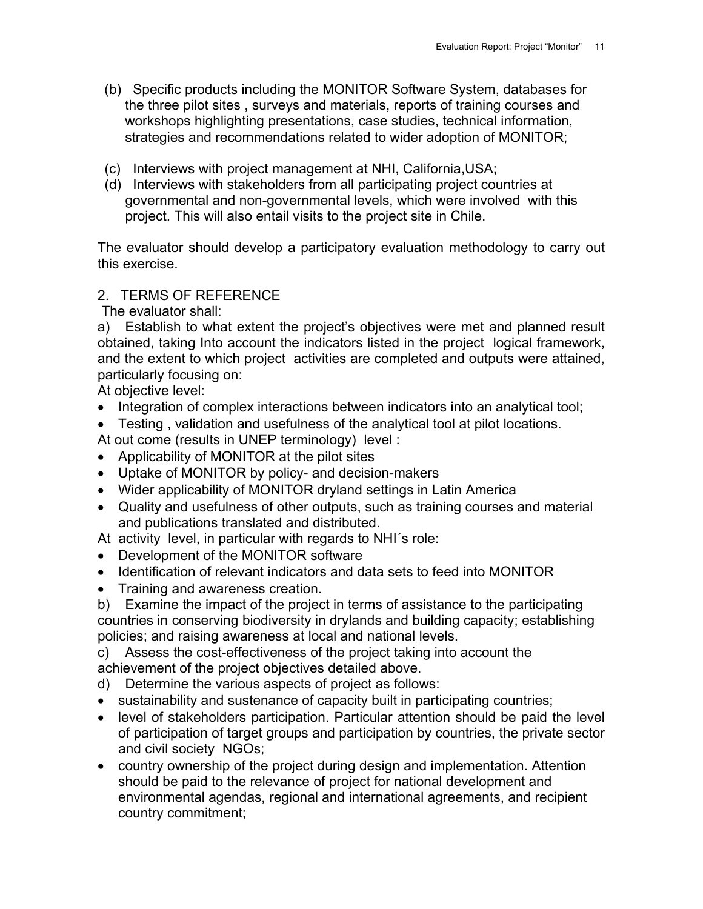(b) Specific products including the MONITOR Software System, databases for the three pilot sites , surveys and materials, reports of training courses and workshops highlighting presentations, case studies, technical information, strategies and recommendations related to wider adoption of MONITOR;

(c) Interviews with project management at NHI, California,USA;

(d) Interviews with stakeholders from all participating project countries at governmental and non-governmental levels, which were involved with this project. This will also entail visits to the project site in Chile.

The evaluator should develop a participatory evaluation methodology to carry out this exercise.

## 2. TERMS OF REFERENCE

The evaluator shall:

a) Establish to what extent the project's objectives were met and planned result obtained, taking Into account the indicators listed in the project logical framework, and the extent to which project activities are completed and outputs were attained, particularly focusing on:

At objective level:

- Integration of complex interactions between indicators into an analytical tool;
- Testing , validation and usefulness of the analytical tool at pilot locations.

At out come (results in UNEP terminology) level :

- Applicability of MONITOR at the pilot sites
- Uptake of MONITOR by policy- and decision-makers
- Wider applicability of MONITOR dryland settings in Latin America
- Quality and usefulness of other outputs, such as training courses and material and publications translated and distributed.

At activity level, in particular with regards to NHI´s role:

- Development of the MONITOR software
- Identification of relevant indicators and data sets to feed into MONITOR
- Training and awareness creation.

b) Examine the impact of the project in terms of assistance to the participating countries in conserving biodiversity in drylands and building capacity; establishing policies; and raising awareness at local and national levels.

c) Assess the cost-effectiveness of the project taking into account the achievement of the project objectives detailed above.

d) Determine the various aspects of project as follows:

- sustainability and sustenance of capacity built in participating countries;
- level of stakeholders participation. Particular attention should be paid the level of participation of target groups and participation by countries, the private sector and civil society NGOs;
- country ownership of the project during design and implementation. Attention should be paid to the relevance of project for national development and environmental agendas, regional and international agreements, and recipient country commitment;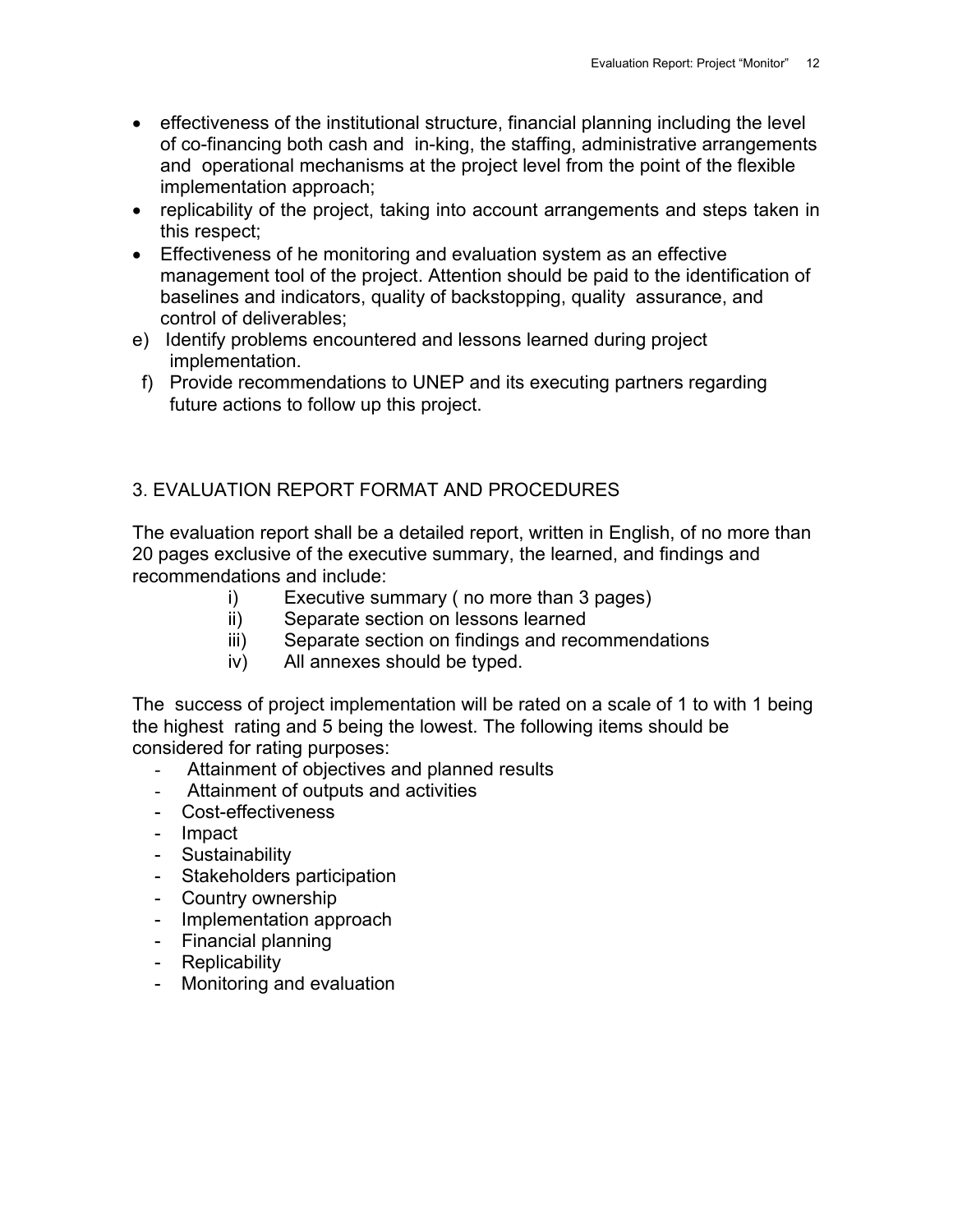- effectiveness of the institutional structure, financial planning including the level of co-financing both cash and in-king, the staffing, administrative arrangements and operational mechanisms at the project level from the point of the flexible implementation approach;
- replicability of the project, taking into account arrangements and steps taken in this respect;
- Effectiveness of he monitoring and evaluation system as an effective management tool of the project. Attention should be paid to the identification of baselines and indicators, quality of backstopping, quality assurance, and control of deliverables;

e) Identify problems encountered and lessons learned during project implementation.

f) Provide recommendations to UNEP and its executing partners regarding future actions to follow up this project.

## 3. EVALUATION REPORT FORMAT AND PROCEDURES

The evaluation report shall be a detailed report, written in English, of no more than 20 pages exclusive of the executive summary, the learned, and findings and recommendations and include:

i) Executive summary ( no more than 3 pages)
ii) Separate section on lessons learned
iii) Separate section on findings and recommendations
iv) All annexes should be typed.

The success of project implementation will be rated on a scale of 1 to with 1 being the highest rating and 5 being the lowest. The following items should be considered for rating purposes:

- Attainment of objectives and planned results
- Attainment of outputs and activities
- Cost-effectiveness
- Impact
- Sustainability
- Stakeholders participation
- Country ownership
- Implementation approach
- Financial planning
- Replicability
- Monitoring and evaluation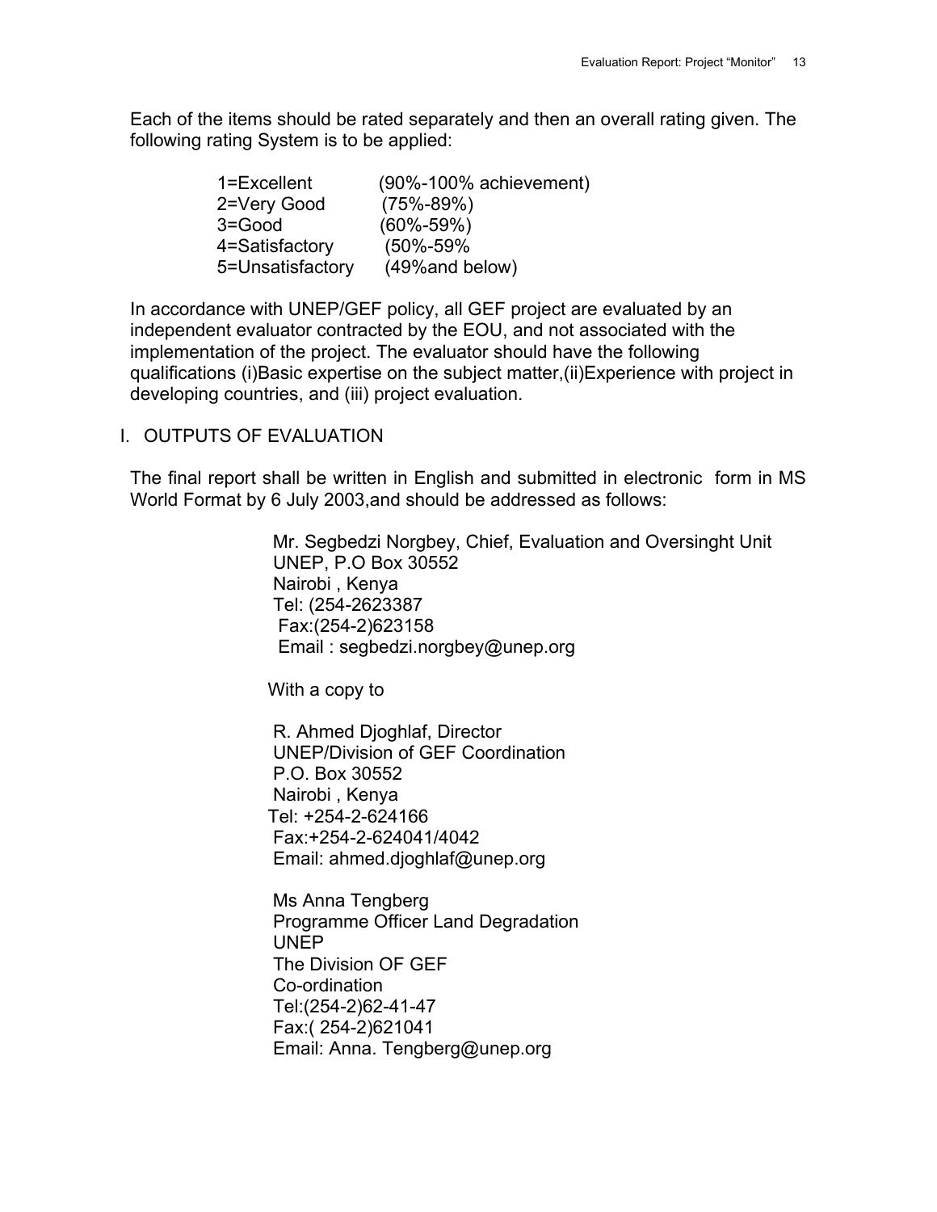Each of the items should be rated separately and then an overall rating given. The following rating System is to be applied:

1=Excellent (90%-100% achievement)
2=Very Good (75%-89%)
3=Good (60%-59%)
4=Satisfactory (50%-59%
5=Unsatisfactory (49%and below)

In accordance with UNEP/GEF policy, all GEF project are evaluated by an independent evaluator contracted by the EOU, and not associated with the implementation of the project. The evaluator should have the following qualifications (i)Basic expertise on the subject matter,(ii)Experience with project in developing countries, and (iii) project evaluation.

## I. OUTPUTS OF EVALUATION

The final report shall be written in English and submitted in electronic form in MS World Format by 6 July 2003,and should be addressed as follows:

Mr. Segbedzi Norgbey, Chief, Evaluation and Oversinght Unit
UNEP, P.O Box 30552
Nairobi , Kenya
Tel: (254-2623387
Fax:(254-2)623158
Email : segbedzi.norgbey@unep.org

With a copy to

R. Ahmed Djoghlaf, Director
UNEP/Division of GEF Coordination
P.O. Box 30552
Nairobi , Kenya
Tel: +254-2-624166
Fax:+254-2-624041/4042
Email: ahmed.djoghlaf@unep.org

Ms Anna Tengberg
Programme Officer Land Degradation
UNEP
The Division OF GEF
Co-ordination
Tel:(254-2)62-41-47
Fax:( 254-2)621041
Email: Anna. Tengberg@unep.org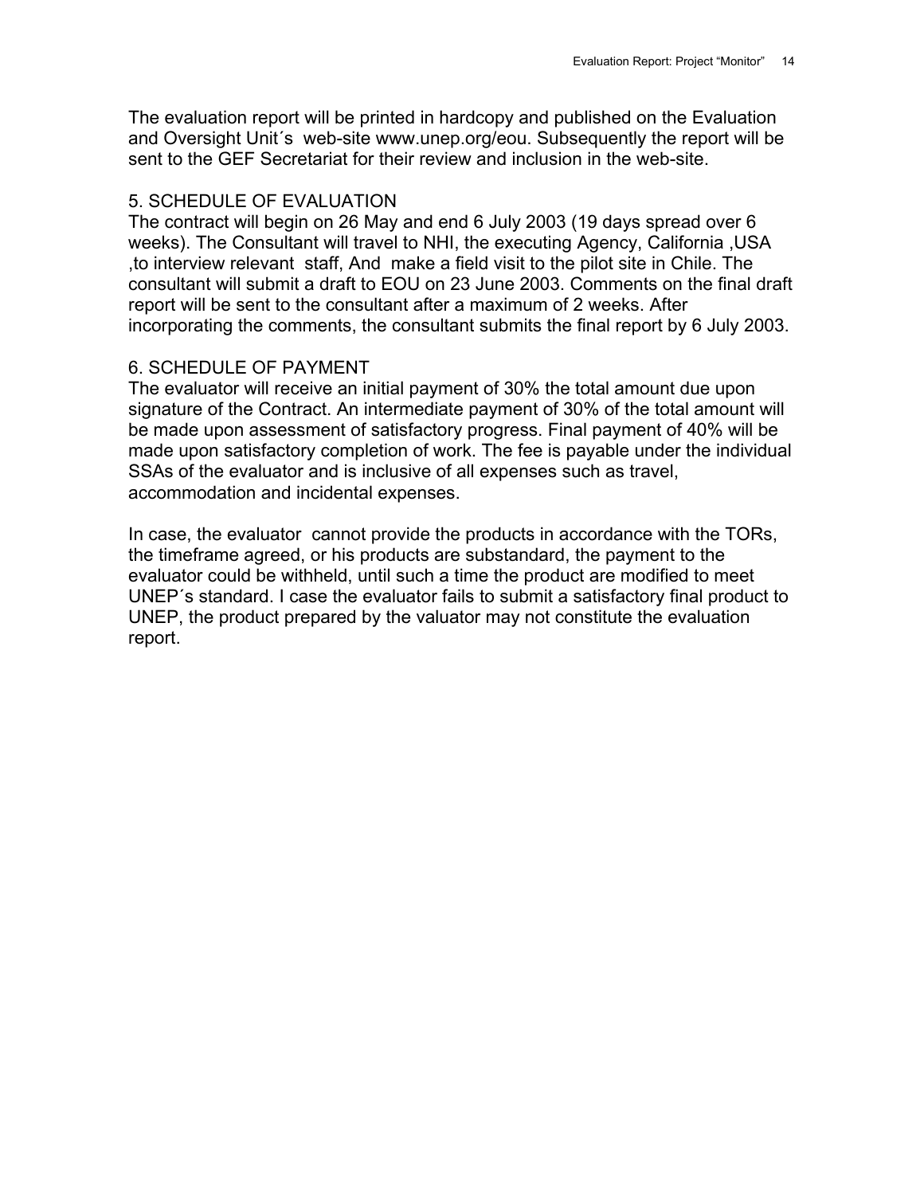The evaluation report will be printed in hardcopy and published on the Evaluation and Oversight Unit´s web-site www.unep.org/eou. Subsequently the report will be sent to the GEF Secretariat for their review and inclusion in the web-site.

## 5. SCHEDULE OF EVALUATION

The contract will begin on 26 May and end 6 July 2003 (19 days spread over 6 weeks). The Consultant will travel to NHI, the executing Agency, California ,USA ,to interview relevant staff, And make a field visit to the pilot site in Chile. The consultant will submit a draft to EOU on 23 June 2003. Comments on the final draft report will be sent to the consultant after a maximum of 2 weeks. After incorporating the comments, the consultant submits the final report by 6 July 2003.

## 6. SCHEDULE OF PAYMENT

The evaluator will receive an initial payment of 30% the total amount due upon signature of the Contract. An intermediate payment of 30% of the total amount will be made upon assessment of satisfactory progress. Final payment of 40% will be made upon satisfactory completion of work. The fee is payable under the individual SSAs of the evaluator and is inclusive of all expenses such as travel, accommodation and incidental expenses.

In case, the evaluator cannot provide the products in accordance with the TORs, the timeframe agreed, or his products are substandard, the payment to the evaluator could be withheld, until such a time the product are modified to meet UNEP´s standard. I case the evaluator fails to submit a satisfactory final product to UNEP, the product prepared by the valuator may not constitute the evaluation report.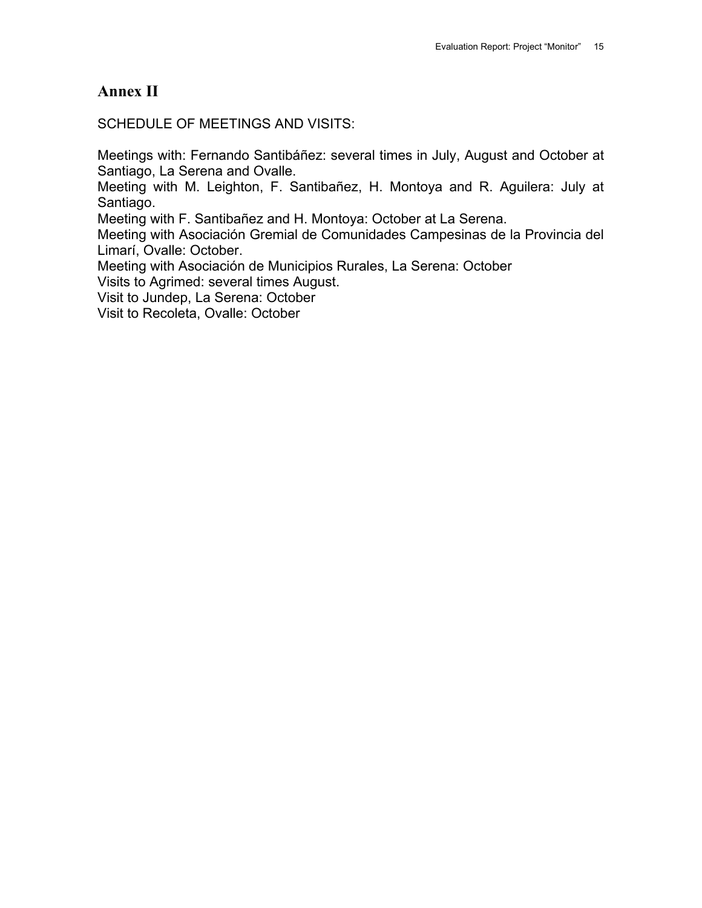# Annex II

SCHEDULE OF MEETINGS AND VISITS:

Meetings with: Fernando Santibáñez: several times in July, August and October at Santiago, La Serena and Ovalle.
Meeting with M. Leighton, F. Santibañez, H. Montoya and R. Aguilera: July at Santiago.
Meeting with F. Santibañez and H. Montoya: October at La Serena.
Meeting with Asociación Gremial de Comunidades Campesinas de la Provincia del Limarí, Ovalle: October.
Meeting with Asociación de Municipios Rurales, La Serena: October
Visits to Agrimed: several times August.
Visit to Jundep, La Serena: October
Visit to Recoleta, Ovalle: October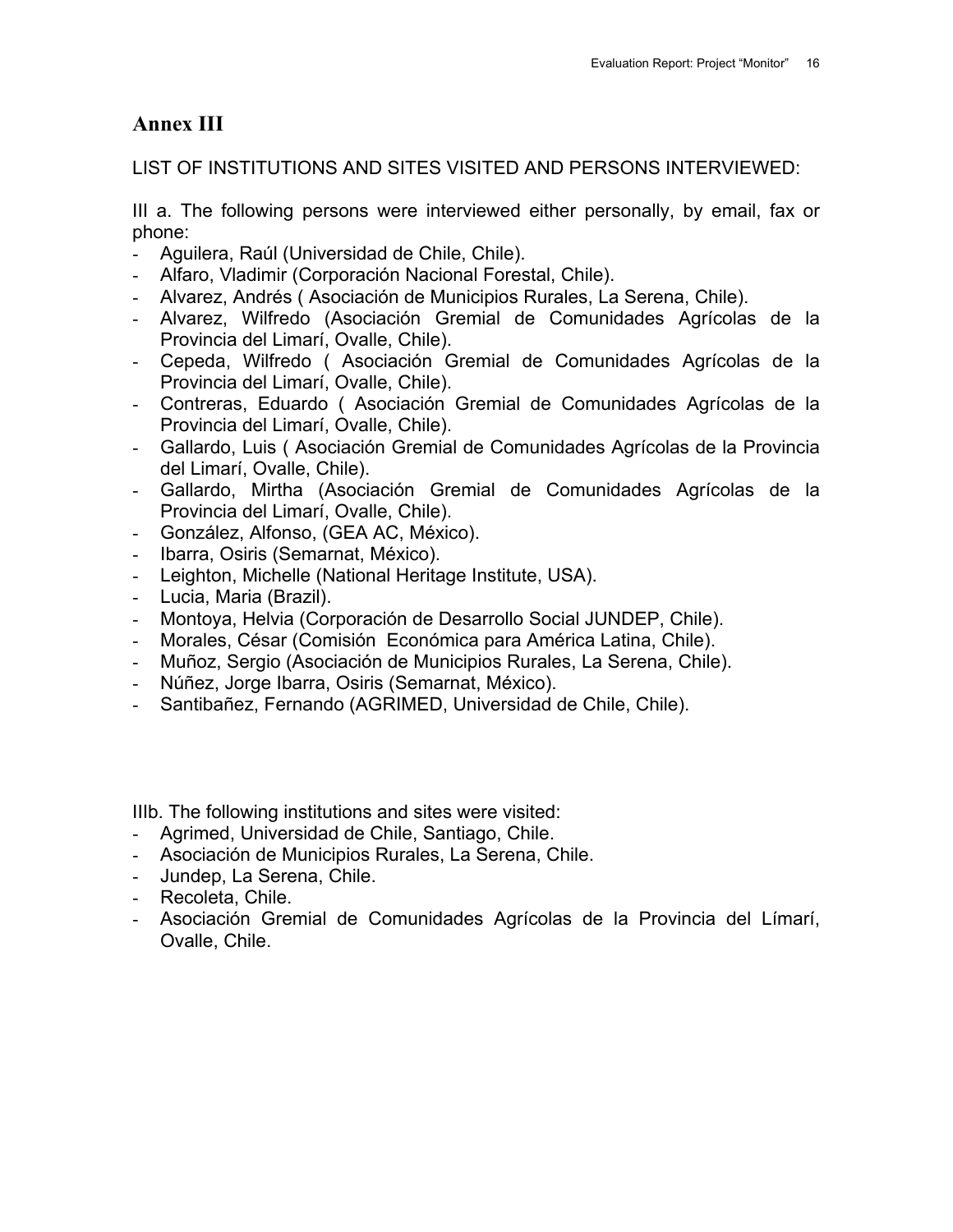## Annex III

LIST OF INSTITUTIONS AND SITES VISITED AND PERSONS INTERVIEWED:

III a. The following persons were interviewed either personally, by email, fax or phone:

- Aguilera, Raúl (Universidad de Chile, Chile).
- Alfaro, Vladimir (Corporación Nacional Forestal, Chile).
- Alvarez, Andrés ( Asociación de Municipios Rurales, La Serena, Chile).
- Alvarez, Wilfredo (Asociación Gremial de Comunidades Agrícolas de la Provincia del Limarí, Ovalle, Chile).
- Cepeda, Wilfredo ( Asociación Gremial de Comunidades Agrícolas de la Provincia del Limarí, Ovalle, Chile).
- Contreras, Eduardo ( Asociación Gremial de Comunidades Agrícolas de la Provincia del Limarí, Ovalle, Chile).
- Gallardo, Luis ( Asociación Gremial de Comunidades Agrícolas de la Provincia del Limarí, Ovalle, Chile).
- Gallardo, Mirtha (Asociación Gremial de Comunidades Agrícolas de la Provincia del Limarí, Ovalle, Chile).
- González, Alfonso, (GEA AC, México).
- Ibarra, Osiris (Semarnat, México).
- Leighton, Michelle (National Heritage Institute, USA).
- Lucia, Maria (Brazil).
- Montoya, Helvia (Corporación de Desarrollo Social JUNDEP, Chile).
- Morales, César (Comisión Económica para América Latina, Chile).
- Muñoz, Sergio (Asociación de Municipios Rurales, La Serena, Chile).
- Núñez, Jorge Ibarra, Osiris (Semarnat, México).
- Santibañez, Fernando (AGRIMED, Universidad de Chile, Chile).

IIIb. The following institutions and sites were visited:

- Agrimed, Universidad de Chile, Santiago, Chile.
- Asociación de Municipios Rurales, La Serena, Chile.
- Jundep, La Serena, Chile.
- Recoleta, Chile.
- Asociación Gremial de Comunidades Agrícolas de la Provincia del Límarí, Ovalle, Chile.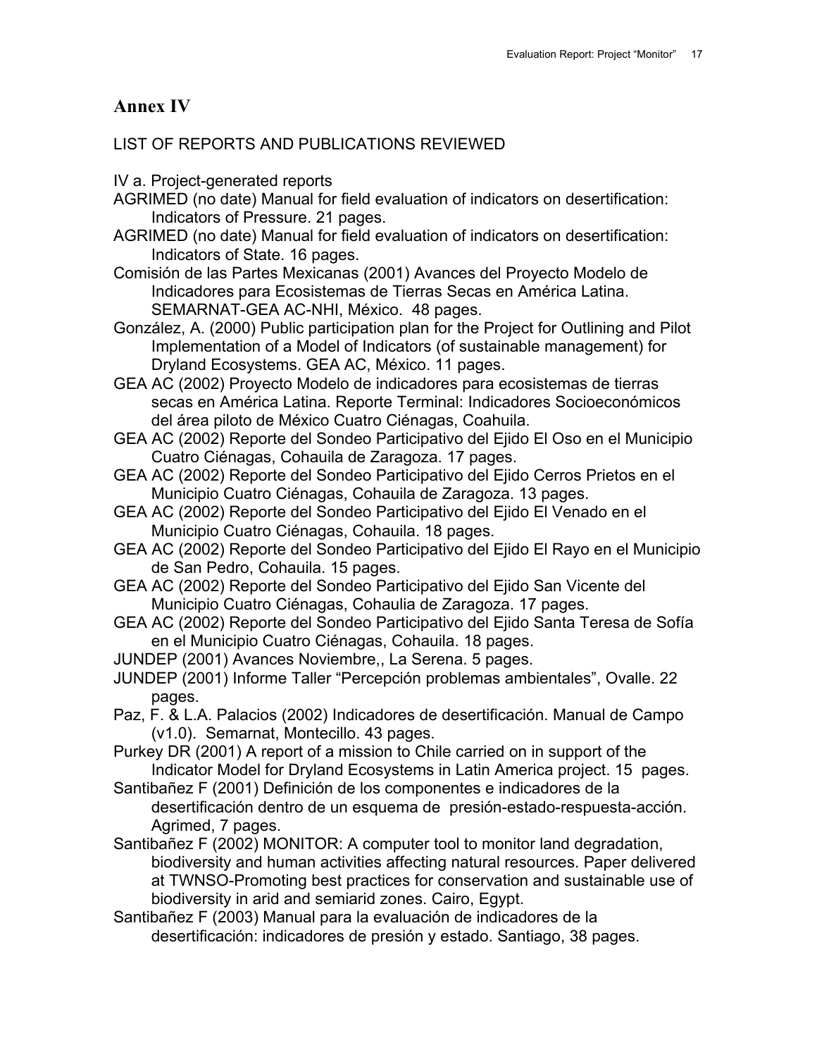## Annex IV

LIST OF REPORTS AND PUBLICATIONS REVIEWED

IV a. Project-generated reports

AGRIMED (no date) Manual for field evaluation of indicators on desertification: Indicators of Pressure. 21 pages.

AGRIMED (no date) Manual for field evaluation of indicators on desertification: Indicators of State. 16 pages.

Comisión de las Partes Mexicanas (2001) Avances del Proyecto Modelo de Indicadores para Ecosistemas de Tierras Secas en América Latina. SEMARNAT-GEA AC-NHI, México. 48 pages.

González, A. (2000) Public participation plan for the Project for Outlining and Pilot Implementation of a Model of Indicators (of sustainable management) for Dryland Ecosystems. GEA AC, México. 11 pages.

GEA AC (2002) Proyecto Modelo de indicadores para ecosistemas de tierras secas en América Latina. Reporte Terminal: Indicadores Socioeconómicos del área piloto de México Cuatro Ciénagas, Coahuila.

GEA AC (2002) Reporte del Sondeo Participativo del Ejido El Oso en el Municipio Cuatro Ciénagas, Cohauila de Zaragoza. 17 pages.

GEA AC (2002) Reporte del Sondeo Participativo del Ejido Cerros Prietos en el Municipio Cuatro Ciénagas, Cohauila de Zaragoza. 13 pages.

GEA AC (2002) Reporte del Sondeo Participativo del Ejido El Venado en el Municipio Cuatro Ciénagas, Cohauila. 18 pages.

GEA AC (2002) Reporte del Sondeo Participativo del Ejido El Rayo en el Municipio de San Pedro, Cohauila. 15 pages.

GEA AC (2002) Reporte del Sondeo Participativo del Ejido San Vicente del Municipio Cuatro Ciénagas, Cohaulia de Zaragoza. 17 pages.

GEA AC (2002) Reporte del Sondeo Participativo del Ejido Santa Teresa de Sofía en el Municipio Cuatro Ciénagas, Cohauila. 18 pages.

JUNDEP (2001) Avances Noviembre,, La Serena. 5 pages.

JUNDEP (2001) Informe Taller "Percepción problemas ambientales", Ovalle. 22 pages.

Paz, F. & L.A. Palacios (2002) Indicadores de desertificación. Manual de Campo (v1.0). Semarnat, Montecillo. 43 pages.

Purkey DR (2001) A report of a mission to Chile carried on in support of the Indicator Model for Dryland Ecosystems in Latin America project. 15 pages.

Santibañez F (2001) Definición de los componentes e indicadores de la desertificación dentro de un esquema de presión-estado-respuesta-acción. Agrimed, 7 pages.

Santibañez F (2002) MONITOR: A computer tool to monitor land degradation, biodiversity and human activities affecting natural resources. Paper delivered at TWNSO-Promoting best practices for conservation and sustainable use of biodiversity in arid and semiarid zones. Cairo, Egypt.

Santibañez F (2003) Manual para la evaluación de indicadores de la desertificación: indicadores de presión y estado. Santiago, 38 pages.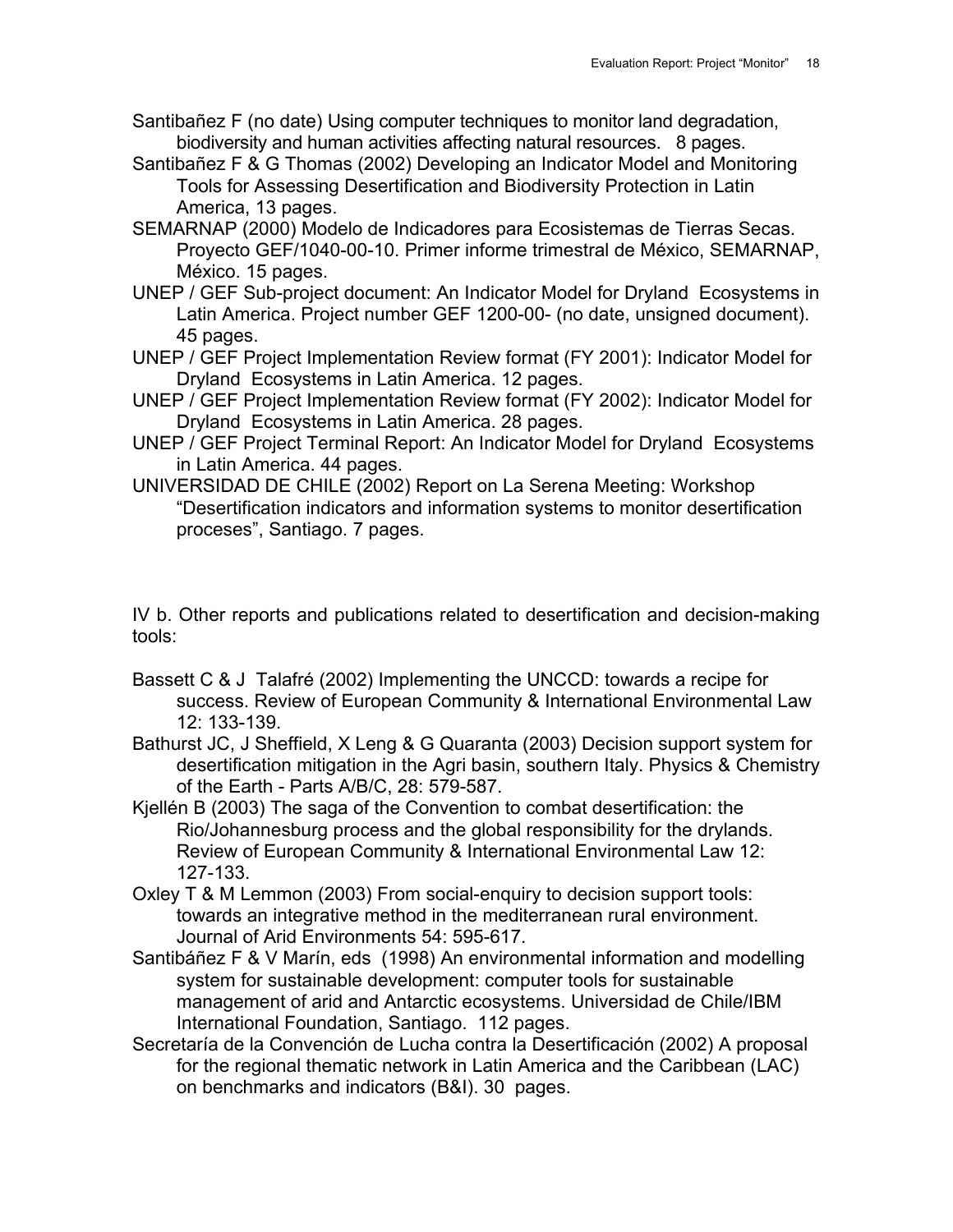Santibañez F (no date) Using computer techniques to monitor land degradation, biodiversity and human activities affecting natural resources. 8 pages.

Santibañez F & G Thomas (2002) Developing an Indicator Model and Monitoring Tools for Assessing Desertification and Biodiversity Protection in Latin America, 13 pages.

SEMARNAP (2000) Modelo de Indicadores para Ecosistemas de Tierras Secas. Proyecto GEF/1040-00-10. Primer informe trimestral de México, SEMARNAP, México. 15 pages.

UNEP / GEF Sub-project document: An Indicator Model for Dryland Ecosystems in Latin America. Project number GEF 1200-00- (no date, unsigned document). 45 pages.

UNEP / GEF Project Implementation Review format (FY 2001): Indicator Model for Dryland Ecosystems in Latin America. 12 pages.

UNEP / GEF Project Implementation Review format (FY 2002): Indicator Model for Dryland Ecosystems in Latin America. 28 pages.

UNEP / GEF Project Terminal Report: An Indicator Model for Dryland Ecosystems in Latin America. 44 pages.

UNIVERSIDAD DE CHILE (2002) Report on La Serena Meeting: Workshop "Desertification indicators and information systems to monitor desertification proceses", Santiago. 7 pages.

IV b. Other reports and publications related to desertification and decision-making tools:

Bassett C & J Talafré (2002) Implementing the UNCCD: towards a recipe for success. Review of European Community & International Environmental Law 12: 133-139.

Bathurst JC, J Sheffield, X Leng & G Quaranta (2003) Decision support system for desertification mitigation in the Agri basin, southern Italy. Physics & Chemistry of the Earth - Parts A/B/C, 28: 579-587.

Kjellén B (2003) The saga of the Convention to combat desertification: the Rio/Johannesburg process and the global responsibility for the drylands. Review of European Community & International Environmental Law 12: 127-133.

Oxley T & M Lemmon (2003) From social-enquiry to decision support tools: towards an integrative method in the mediterranean rural environment. Journal of Arid Environments 54: 595-617.

Santibáñez F & V Marín, eds (1998) An environmental information and modelling system for sustainable development: computer tools for sustainable management of arid and Antarctic ecosystems. Universidad de Chile/IBM International Foundation, Santiago. 112 pages.

Secretaría de la Convención de Lucha contra la Desertificación (2002) A proposal for the regional thematic network in Latin America and the Caribbean (LAC) on benchmarks and indicators (B&I). 30 pages.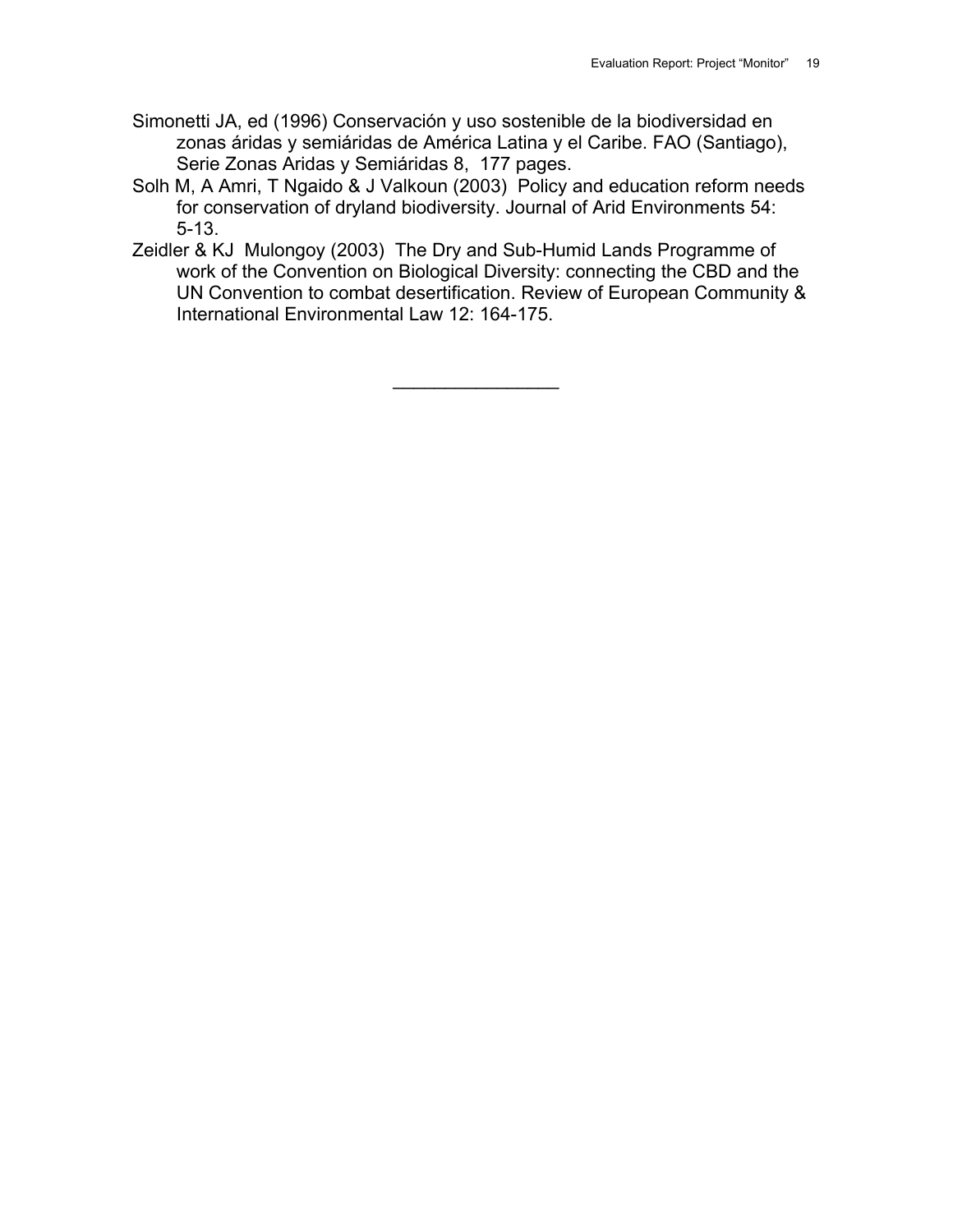Simonetti JA, ed (1996) Conservación y uso sostenible de la biodiversidad en zonas áridas y semiáridas de América Latina y el Caribe. FAO (Santiago), Serie Zonas Aridas y Semiáridas 8, 177 pages.

Solh M, A Amri, T Ngaido & J Valkoun (2003) Policy and education reform needs for conservation of dryland biodiversity. Journal of Arid Environments 54: 5-13.

Zeidler & KJ Mulongoy (2003) The Dry and Sub-Humid Lands Programme of work of the Convention on Biological Diversity: connecting the CBD and the UN Convention to combat desertification. Review of European Community & International Environmental Law 12: 164-175.

---